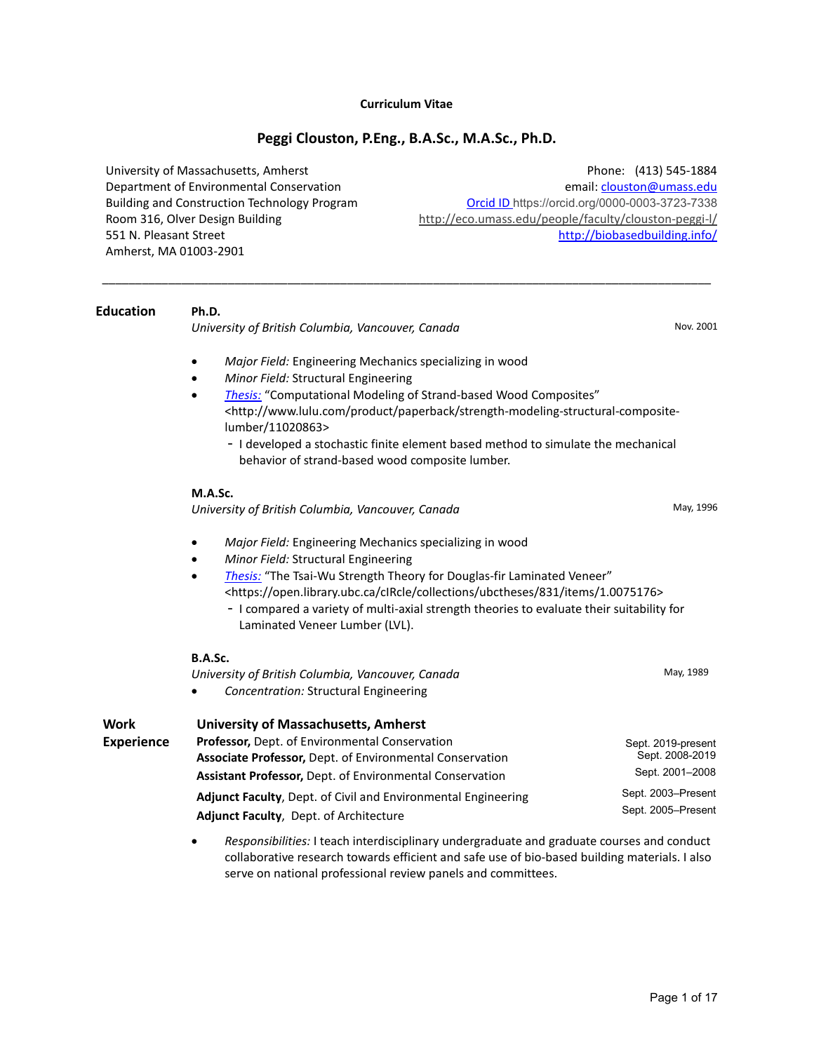**Curriculum Vitae**

# Peggi Clouston, P.Eng., B.A.Sc., M.A.Sc., Ph.D.

University of Massachusetts, Amherst
Department of Environmental Conservation
Building and Construction Technology Program
Room 316, Olver Design Building
551 N. Pleasant Street
Amherst, MA 01003-2901

Phone: (413) 545-1884
email: clouston@umass.edu
Orcid ID https://orcid.org/0000-0003-3723-7338
http://eco.umass.edu/people/faculty/clouston-peggi-l/
http://biobasedbuilding.info/

---

## Education

**Ph.D.**
*University of British Columbia, Vancouver, Canada* — Nov. 2001

- *Major Field:* Engineering Mechanics specializing in wood
- *Minor Field:* Structural Engineering
- *Thesis:* "Computational Modeling of Strand-based Wood Composites" <http://www.lulu.com/product/paperback/strength-modeling-structural-composite-lumber/11020863>
  - I developed a stochastic finite element based method to simulate the mechanical behavior of strand-based wood composite lumber.

**M.A.Sc.**
*University of British Columbia, Vancouver, Canada* — May, 1996

- *Major Field:* Engineering Mechanics specializing in wood
- *Minor Field:* Structural Engineering
- *Thesis:* "The Tsai-Wu Strength Theory for Douglas-fir Laminated Veneer" <https://open.library.ubc.ca/cIRcle/collections/ubctheses/831/items/1.0075176>
  - I compared a variety of multi-axial strength theories to evaluate their suitability for Laminated Veneer Lumber (LVL).

**B.A.Sc.**
*University of British Columbia, Vancouver, Canada* — May, 1989

- *Concentration:* Structural Engineering

## Work Experience

**University of Massachusetts, Amherst**

**Professor,** Dept. of Environmental Conservation — Sept. 2019-present
**Associate Professor,** Dept. of Environmental Conservation — Sept. 2008-2019
**Assistant Professor,** Dept. of Environmental Conservation — Sept. 2001–2008
**Adjunct Faculty**, Dept. of Civil and Environmental Engineering — Sept. 2003–Present
**Adjunct Faculty**, Dept. of Architecture — Sept. 2005–Present

- *Responsibilities:* I teach interdisciplinary undergraduate and graduate courses and conduct collaborative research towards efficient and safe use of bio-based building materials. I also serve on national professional review panels and committees.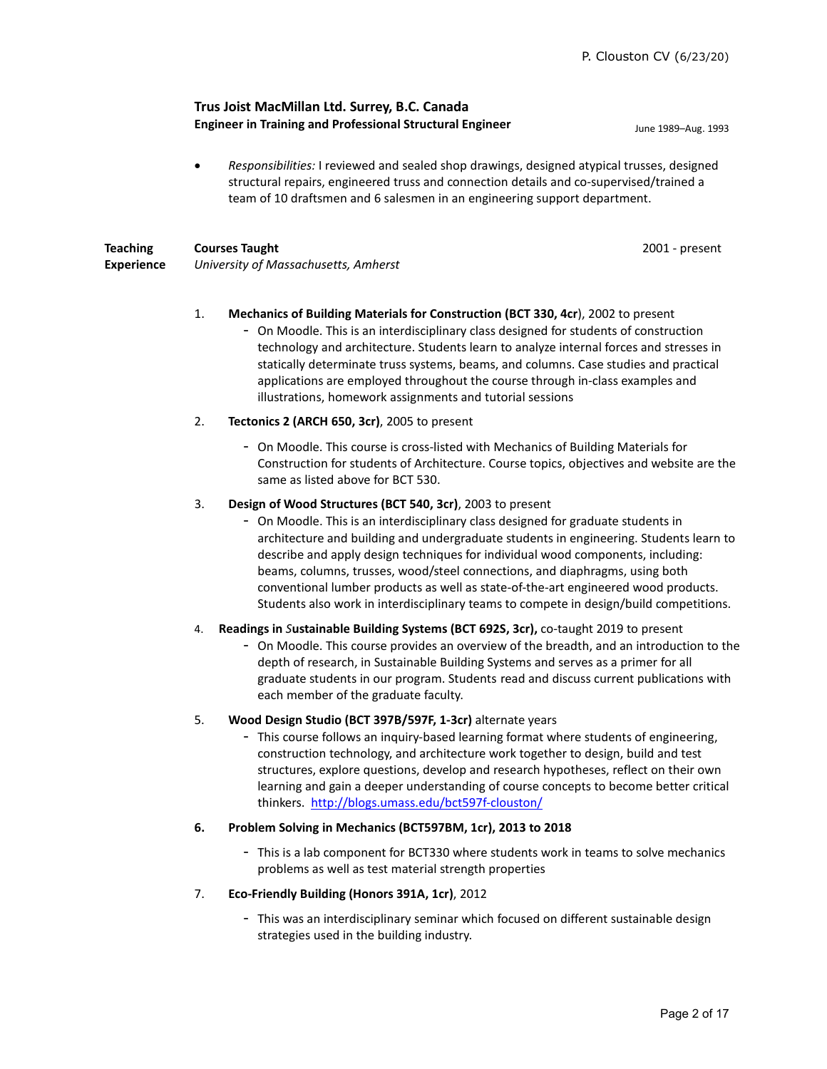**Trus Joist MacMillan Ltd. Surrey, B.C. Canada**
**Engineer in Training and Professional Structural Engineer** June 1989–Aug. 1993

- *Responsibilities:* I reviewed and sealed shop drawings, designed atypical trusses, designed structural repairs, engineered truss and connection details and co-supervised/trained a team of 10 draftsmen and 6 salesmen in an engineering support department.

**Teaching Experience**

**Courses Taught** 2001 - present
*University of Massachusetts, Amherst*

1. **Mechanics of Building Materials for Construction (BCT 330, 4cr**), 2002 to present
   - On Moodle. This is an interdisciplinary class designed for students of construction technology and architecture. Students learn to analyze internal forces and stresses in statically determinate truss systems, beams, and columns. Case studies and practical applications are employed throughout the course through in-class examples and illustrations, homework assignments and tutorial sessions
2. **Tectonics 2 (ARCH 650, 3cr)**, 2005 to present
   - On Moodle. This course is cross-listed with Mechanics of Building Materials for Construction for students of Architecture. Course topics, objectives and website are the same as listed above for BCT 530.
3. **Design of Wood Structures (BCT 540, 3cr)**, 2003 to present
   - On Moodle. This is an interdisciplinary class designed for graduate students in architecture and building and undergraduate students in engineering. Students learn to describe and apply design techniques for individual wood components, including: beams, columns, trusses, wood/steel connections, and diaphragms, using both conventional lumber products as well as state-of-the-art engineered wood products. Students also work in interdisciplinary teams to compete in design/build competitions.
4. **Readings in *S*ustainable Building Systems (BCT 692S, 3cr),** co-taught 2019 to present
   - On Moodle. This course provides an overview of the breadth, and an introduction to the depth of research, in Sustainable Building Systems and serves as a primer for all graduate students in our program. Students read and discuss current publications with each member of the graduate faculty.
5. **Wood Design Studio (BCT 397B/597F, 1-3cr)** alternate years
   - This course follows an inquiry-based learning format where students of engineering, construction technology, and architecture work together to design, build and test structures, explore questions, develop and research hypotheses, reflect on their own learning and gain a deeper understanding of course concepts to become better critical thinkers. http://blogs.umass.edu/bct597f-clouston/
6. **Problem Solving in Mechanics (BCT597BM, 1cr), 2013 to 2018**
   - This is a lab component for BCT330 where students work in teams to solve mechanics problems as well as test material strength properties
7. **Eco-Friendly Building (Honors 391A, 1cr)**, 2012
   - This was an interdisciplinary seminar which focused on different sustainable design strategies used in the building industry.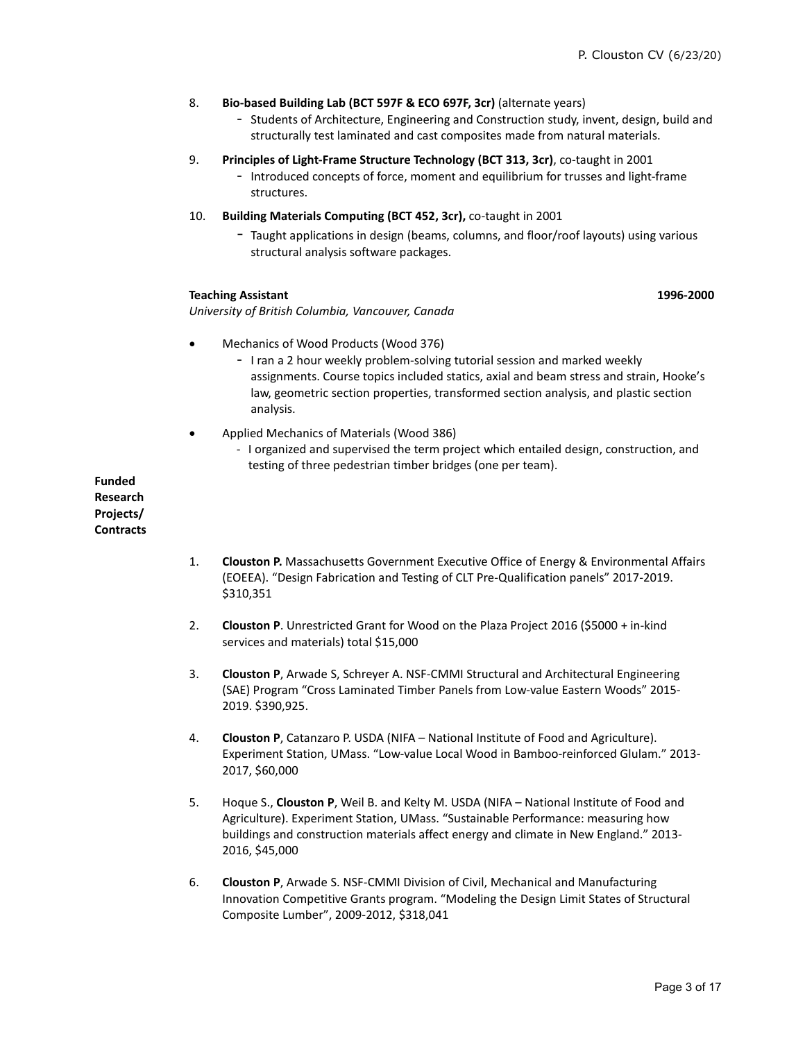8. **Bio-based Building Lab (BCT 597F & ECO 697F, 3cr)** (alternate years)
   - Students of Architecture, Engineering and Construction study, invent, design, build and structurally test laminated and cast composites made from natural materials.

9. **Principles of Light-Frame Structure Technology (BCT 313, 3cr)**, co-taught in 2001
   - Introduced concepts of force, moment and equilibrium for trusses and light-frame structures.

10. **Building Materials Computing (BCT 452, 3cr),** co-taught in 2001
    - Taught applications in design (beams, columns, and floor/roof layouts) using various structural analysis software packages.

**Teaching Assistant** **1996-2000**
*University of British Columbia, Vancouver, Canada*

- Mechanics of Wood Products (Wood 376)
  - I ran a 2 hour weekly problem-solving tutorial session and marked weekly assignments. Course topics included statics, axial and beam stress and strain, Hooke's law, geometric section properties, transformed section analysis, and plastic section analysis.
- Applied Mechanics of Materials (Wood 386)
  - I organized and supervised the term project which entailed design, construction, and testing of three pedestrian timber bridges (one per team).

**Funded Research Projects/ Contracts**

1. **Clouston P.** Massachusetts Government Executive Office of Energy & Environmental Affairs (EOEEA). "Design Fabrication and Testing of CLT Pre-Qualification panels" 2017-2019. $310,351

2. **Clouston P**. Unrestricted Grant for Wood on the Plaza Project 2016 ($5000 + in-kind services and materials) total $15,000

3. **Clouston P**, Arwade S, Schreyer A. NSF-CMMI Structural and Architectural Engineering (SAE) Program "Cross Laminated Timber Panels from Low-value Eastern Woods" 2015-2019. $390,925.

4. **Clouston P**, Catanzaro P. USDA (NIFA – National Institute of Food and Agriculture). Experiment Station, UMass. "Low-value Local Wood in Bamboo-reinforced Glulam." 2013-2017, $60,000

5. Hoque S., **Clouston P**, Weil B. and Kelty M. USDA (NIFA – National Institute of Food and Agriculture). Experiment Station, UMass. "Sustainable Performance: measuring how buildings and construction materials affect energy and climate in New England." 2013-2016, $45,000

6. **Clouston P**, Arwade S. NSF-CMMI Division of Civil, Mechanical and Manufacturing Innovation Competitive Grants program. "Modeling the Design Limit States of Structural Composite Lumber", 2009-2012, $318,041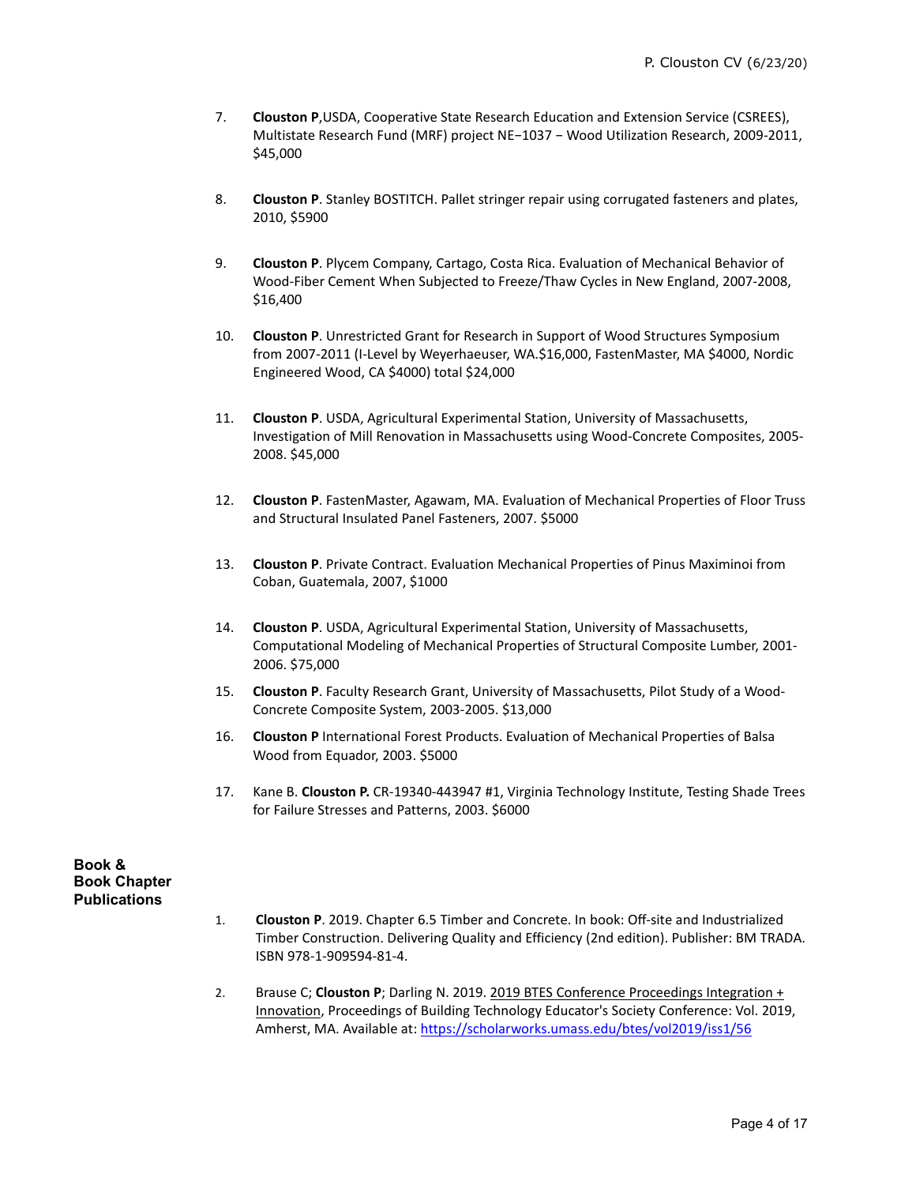7. **Clouston P**,USDA, Cooperative State Research Education and Extension Service (CSREES), Multistate Research Fund (MRF) project NE−1037 − Wood Utilization Research, 2009-2011, $45,000

8. **Clouston P**. Stanley BOSTITCH. Pallet stringer repair using corrugated fasteners and plates, 2010, $5900

9. **Clouston P**. Plycem Company, Cartago, Costa Rica. Evaluation of Mechanical Behavior of Wood-Fiber Cement When Subjected to Freeze/Thaw Cycles in New England, 2007-2008, $16,400

10. **Clouston P**. Unrestricted Grant for Research in Support of Wood Structures Symposium from 2007-2011 (I-Level by Weyerhaeuser, WA.$16,000, FastenMaster, MA $4000, Nordic Engineered Wood, CA $4000) total $24,000

11. **Clouston P**. USDA, Agricultural Experimental Station, University of Massachusetts, Investigation of Mill Renovation in Massachusetts using Wood-Concrete Composites, 2005-2008. $45,000

12. **Clouston P**. FastenMaster, Agawam, MA. Evaluation of Mechanical Properties of Floor Truss and Structural Insulated Panel Fasteners, 2007. $5000

13. **Clouston P**. Private Contract. Evaluation Mechanical Properties of Pinus Maximinoi from Coban, Guatemala, 2007, $1000

14. **Clouston P**. USDA, Agricultural Experimental Station, University of Massachusetts, Computational Modeling of Mechanical Properties of Structural Composite Lumber, 2001-2006. $75,000

15. **Clouston P**. Faculty Research Grant, University of Massachusetts, Pilot Study of a Wood-Concrete Composite System, 2003-2005. $13,000

16. **Clouston P** International Forest Products. Evaluation of Mechanical Properties of Balsa Wood from Equador, 2003. $5000

17. Kane B. **Clouston P.** CR-19340-443947 #1, Virginia Technology Institute, Testing Shade Trees for Failure Stresses and Patterns, 2003. $6000

## Book & Book Chapter Publications

1. **Clouston P**. 2019. Chapter 6.5 Timber and Concrete. In book: Off-site and Industrialized Timber Construction. Delivering Quality and Efficiency (2nd edition). Publisher: BM TRADA. ISBN 978-1-909594-81-4.

2. Brause C; **Clouston P**; Darling N. 2019. 2019 BTES Conference Proceedings Integration + Innovation, Proceedings of Building Technology Educator's Society Conference: Vol. 2019, Amherst, MA. Available at: https://scholarworks.umass.edu/btes/vol2019/iss1/56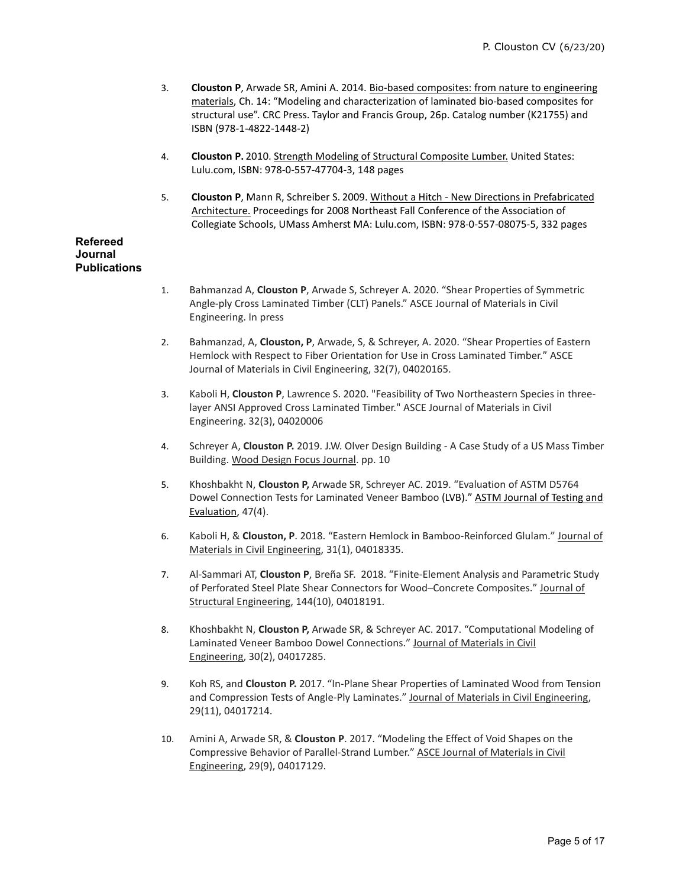3. **Clouston P**, Arwade SR, Amini A. 2014. Bio-based composites: from nature to engineering materials, Ch. 14: "Modeling and characterization of laminated bio-based composites for structural use". CRC Press. Taylor and Francis Group, 26p. Catalog number (K21755) and ISBN (978-1-4822-1448-2)

4. **Clouston P.** 2010. Strength Modeling of Structural Composite Lumber. United States: Lulu.com, ISBN: 978-0-557-47704-3, 148 pages

5. **Clouston P**, Mann R, Schreiber S. 2009. Without a Hitch - New Directions in Prefabricated Architecture. Proceedings for 2008 Northeast Fall Conference of the Association of Collegiate Schools, UMass Amherst MA: Lulu.com, ISBN: 978-0-557-08075-5, 332 pages

**Refereed Journal Publications**

1. Bahmanzad A, **Clouston P**, Arwade S, Schreyer A. 2020. "Shear Properties of Symmetric Angle-ply Cross Laminated Timber (CLT) Panels." ASCE Journal of Materials in Civil Engineering. In press

2. Bahmanzad, A, **Clouston, P**, Arwade, S, & Schreyer, A. 2020. "Shear Properties of Eastern Hemlock with Respect to Fiber Orientation for Use in Cross Laminated Timber." ASCE Journal of Materials in Civil Engineering, 32(7), 04020165.

3. Kaboli H, **Clouston P**, Lawrence S. 2020. "Feasibility of Two Northeastern Species in three-layer ANSI Approved Cross Laminated Timber." ASCE Journal of Materials in Civil Engineering. 32(3), 04020006

4. Schreyer A, **Clouston P.** 2019. J.W. Olver Design Building - A Case Study of a US Mass Timber Building. Wood Design Focus Journal. pp. 10

5. Khoshbakht N, **Clouston P,** Arwade SR, Schreyer AC. 2019. "Evaluation of ASTM D5764 Dowel Connection Tests for Laminated Veneer Bamboo (LVB)." ASTM Journal of Testing and Evaluation, 47(4).

6. Kaboli H, & **Clouston, P**. 2018. "Eastern Hemlock in Bamboo-Reinforced Glulam." Journal of Materials in Civil Engineering, 31(1), 04018335.

7. Al-Sammari AT, **Clouston P**, Breña SF. 2018. "Finite-Element Analysis and Parametric Study of Perforated Steel Plate Shear Connectors for Wood–Concrete Composites." Journal of Structural Engineering, 144(10), 04018191.

8. Khoshbakht N, **Clouston P,** Arwade SR, & Schreyer AC. 2017. "Computational Modeling of Laminated Veneer Bamboo Dowel Connections." Journal of Materials in Civil Engineering, 30(2), 04017285.

9. Koh RS, and **Clouston P.** 2017. "In-Plane Shear Properties of Laminated Wood from Tension and Compression Tests of Angle-Ply Laminates." Journal of Materials in Civil Engineering, 29(11), 04017214.

10. Amini A, Arwade SR, & **Clouston P**. 2017. "Modeling the Effect of Void Shapes on the Compressive Behavior of Parallel-Strand Lumber." ASCE Journal of Materials in Civil Engineering, 29(9), 04017129.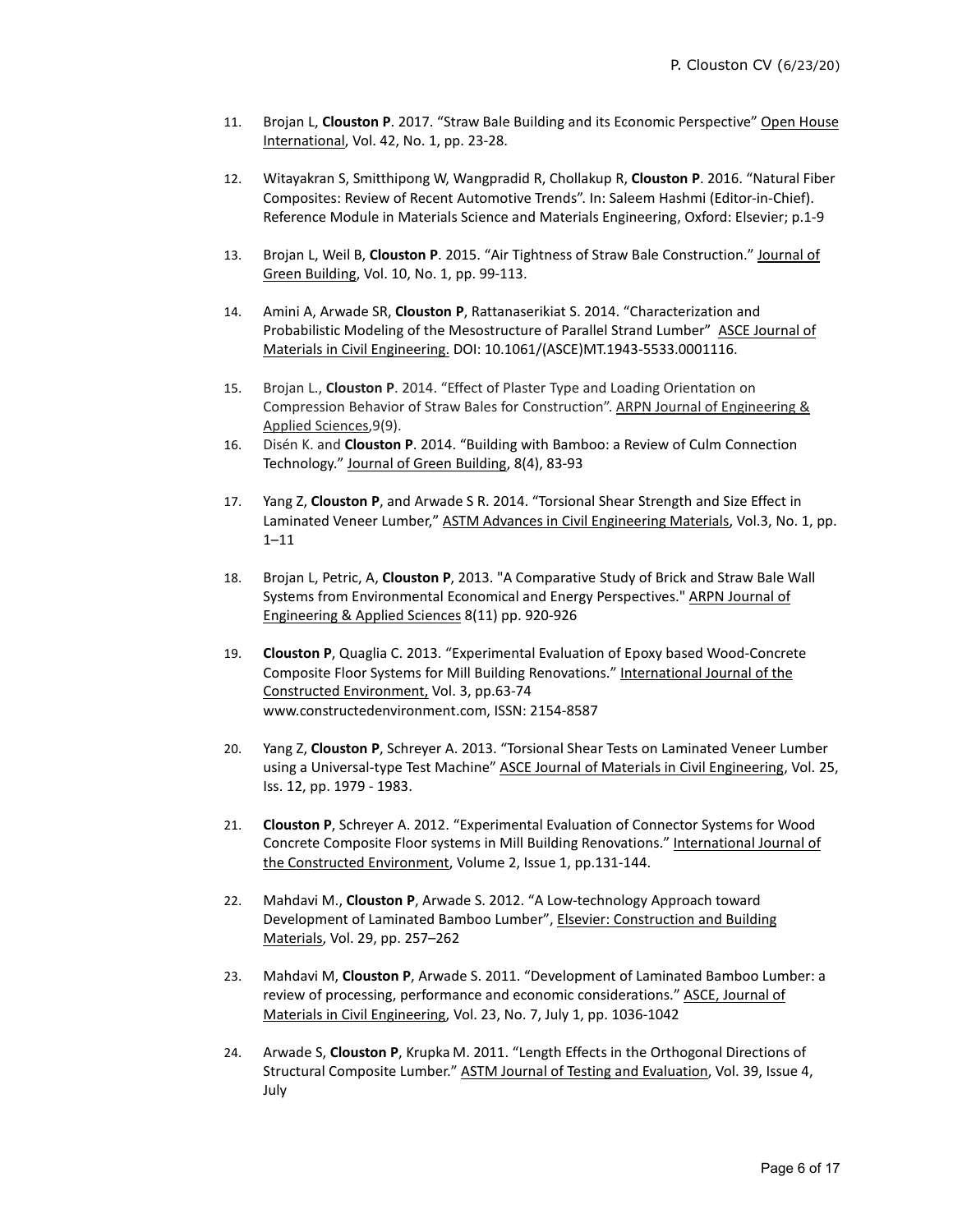11. Brojan L, **Clouston P**. 2017. “Straw Bale Building and its Economic Perspective” Open House International, Vol. 42, No. 1, pp. 23-28.

12. Witayakran S, Smitthipong W, Wangpradid R, Chollakup R, **Clouston P**. 2016. “Natural Fiber Composites: Review of Recent Automotive Trends”. In: Saleem Hashmi (Editor-in-Chief). Reference Module in Materials Science and Materials Engineering, Oxford: Elsevier; p.1-9

13. Brojan L, Weil B, **Clouston P**. 2015. “Air Tightness of Straw Bale Construction.” Journal of Green Building, Vol. 10, No. 1, pp. 99-113.

14. Amini A, Arwade SR, **Clouston P**, Rattanaserikiat S. 2014. “Characterization and Probabilistic Modeling of the Mesostructure of Parallel Strand Lumber” ASCE Journal of Materials in Civil Engineering. DOI: 10.1061/(ASCE)MT.1943-5533.0001116.

15. Brojan L., **Clouston P**. 2014. “Effect of Plaster Type and Loading Orientation on Compression Behavior of Straw Bales for Construction”. ARPN Journal of Engineering & Applied Sciences,9(9).

16. Disén K. and **Clouston P**. 2014. “Building with Bamboo: a Review of Culm Connection Technology.” Journal of Green Building, 8(4), 83-93

17. Yang Z, **Clouston P**, and Arwade S R. 2014. “Torsional Shear Strength and Size Effect in Laminated Veneer Lumber,” ASTM Advances in Civil Engineering Materials, Vol.3, No. 1, pp. 1–11

18. Brojan L, Petric, A, **Clouston P**, 2013. "A Comparative Study of Brick and Straw Bale Wall Systems from Environmental Economical and Energy Perspectives." ARPN Journal of Engineering & Applied Sciences 8(11) pp. 920-926

19. **Clouston P**, Quaglia C. 2013. “Experimental Evaluation of Epoxy based Wood-Concrete Composite Floor Systems for Mill Building Renovations.” International Journal of the Constructed Environment, Vol. 3, pp.63-74 www.constructedenvironment.com, ISSN: 2154-8587

20. Yang Z, **Clouston P**, Schreyer A. 2013. “Torsional Shear Tests on Laminated Veneer Lumber using a Universal-type Test Machine” ASCE Journal of Materials in Civil Engineering, Vol. 25, Iss. 12, pp. 1979 - 1983.

21. **Clouston P**, Schreyer A. 2012. “Experimental Evaluation of Connector Systems for Wood Concrete Composite Floor systems in Mill Building Renovations.” International Journal of the Constructed Environment, Volume 2, Issue 1, pp.131-144.

22. Mahdavi M., **Clouston P**, Arwade S. 2012. “A Low-technology Approach toward Development of Laminated Bamboo Lumber”, Elsevier: Construction and Building Materials, Vol. 29, pp. 257–262

23. Mahdavi M, **Clouston P**, Arwade S. 2011. “Development of Laminated Bamboo Lumber: a review of processing, performance and economic considerations.” ASCE, Journal of Materials in Civil Engineering, Vol. 23, No. 7, July 1, pp. 1036-1042

24. Arwade S, **Clouston P**, Krupka M. 2011. “Length Effects in the Orthogonal Directions of Structural Composite Lumber.” ASTM Journal of Testing and Evaluation, Vol. 39, Issue 4, July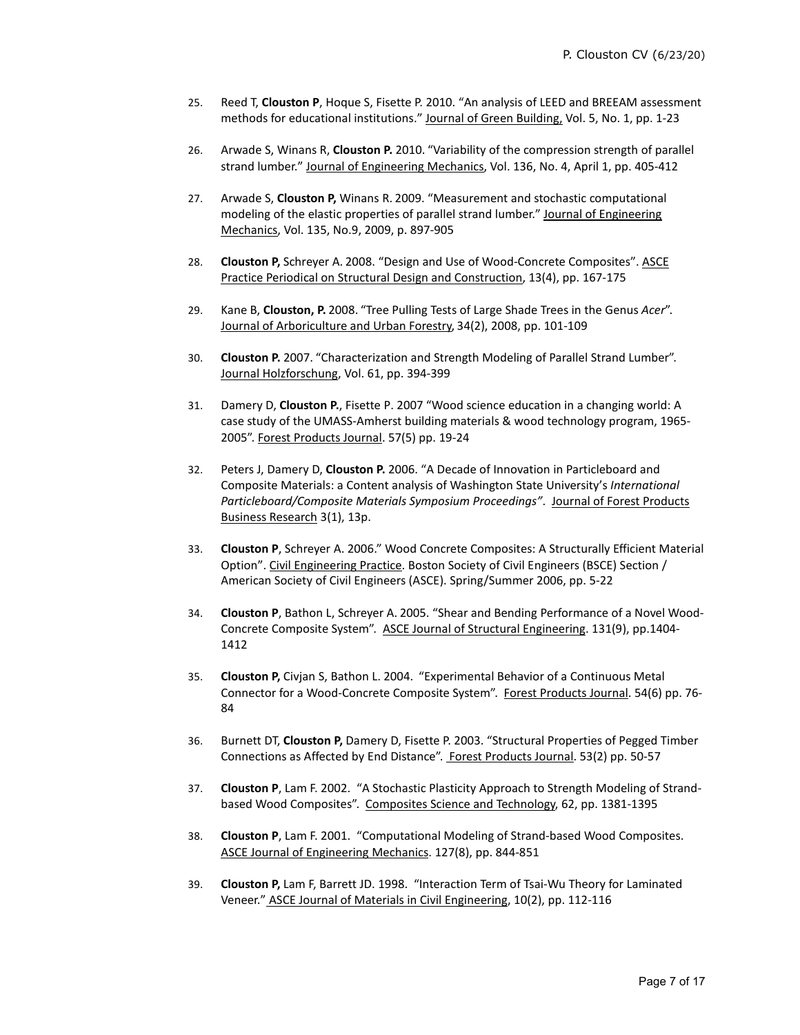25. Reed T, **Clouston P**, Hoque S, Fisette P. 2010. “An analysis of LEED and BREEAM assessment methods for educational institutions.” Journal of Green Building, Vol. 5, No. 1, pp. 1-23

26. Arwade S, Winans R, **Clouston P.** 2010. “Variability of the compression strength of parallel strand lumber.” Journal of Engineering Mechanics, Vol. 136, No. 4, April 1, pp. 405-412

27. Arwade S, **Clouston P,** Winans R. 2009. “Measurement and stochastic computational modeling of the elastic properties of parallel strand lumber.” Journal of Engineering Mechanics, Vol. 135, No.9, 2009, p. 897-905

28. **Clouston P,** Schreyer A. 2008. “Design and Use of Wood-Concrete Composites”. ASCE Practice Periodical on Structural Design and Construction, 13(4), pp. 167-175

29. Kane B, **Clouston, P.** 2008. “Tree Pulling Tests of Large Shade Trees in the Genus *Acer*”. Journal of Arboriculture and Urban Forestry, 34(2), 2008, pp. 101-109

30. **Clouston P.** 2007. “Characterization and Strength Modeling of Parallel Strand Lumber”. Journal Holzforschung, Vol. 61, pp. 394-399

31. Damery D, **Clouston P.**, Fisette P. 2007 “Wood science education in a changing world: A case study of the UMASS-Amherst building materials & wood technology program, 1965-2005”. Forest Products Journal. 57(5) pp. 19-24

32. Peters J, Damery D, **Clouston P.** 2006. “A Decade of Innovation in Particleboard and Composite Materials: a Content analysis of Washington State University’s *International Particleboard/Composite Materials Symposium Proceedings”*. Journal of Forest Products Business Research 3(1), 13p.

33. **Clouston P**, Schreyer A. 2006.” Wood Concrete Composites: A Structurally Efficient Material Option”. Civil Engineering Practice. Boston Society of Civil Engineers (BSCE) Section / American Society of Civil Engineers (ASCE). Spring/Summer 2006, pp. 5-22

34. **Clouston P**, Bathon L, Schreyer A. 2005. “Shear and Bending Performance of a Novel Wood-Concrete Composite System”. ASCE Journal of Structural Engineering. 131(9), pp.1404-1412

35. **Clouston P,** Civjan S, Bathon L. 2004. “Experimental Behavior of a Continuous Metal Connector for a Wood-Concrete Composite System”. Forest Products Journal. 54(6) pp. 76-84

36. Burnett DT, **Clouston P,** Damery D, Fisette P. 2003. “Structural Properties of Pegged Timber Connections as Affected by End Distance”. Forest Products Journal. 53(2) pp. 50-57

37. **Clouston P**, Lam F. 2002. “A Stochastic Plasticity Approach to Strength Modeling of Strand-based Wood Composites”. Composites Science and Technology, 62, pp. 1381-1395

38. **Clouston P**, Lam F. 2001. “Computational Modeling of Strand-based Wood Composites. ASCE Journal of Engineering Mechanics. 127(8), pp. 844-851

39. **Clouston P,** Lam F, Barrett JD. 1998. “Interaction Term of Tsai-Wu Theory for Laminated Veneer.” ASCE Journal of Materials in Civil Engineering, 10(2), pp. 112-116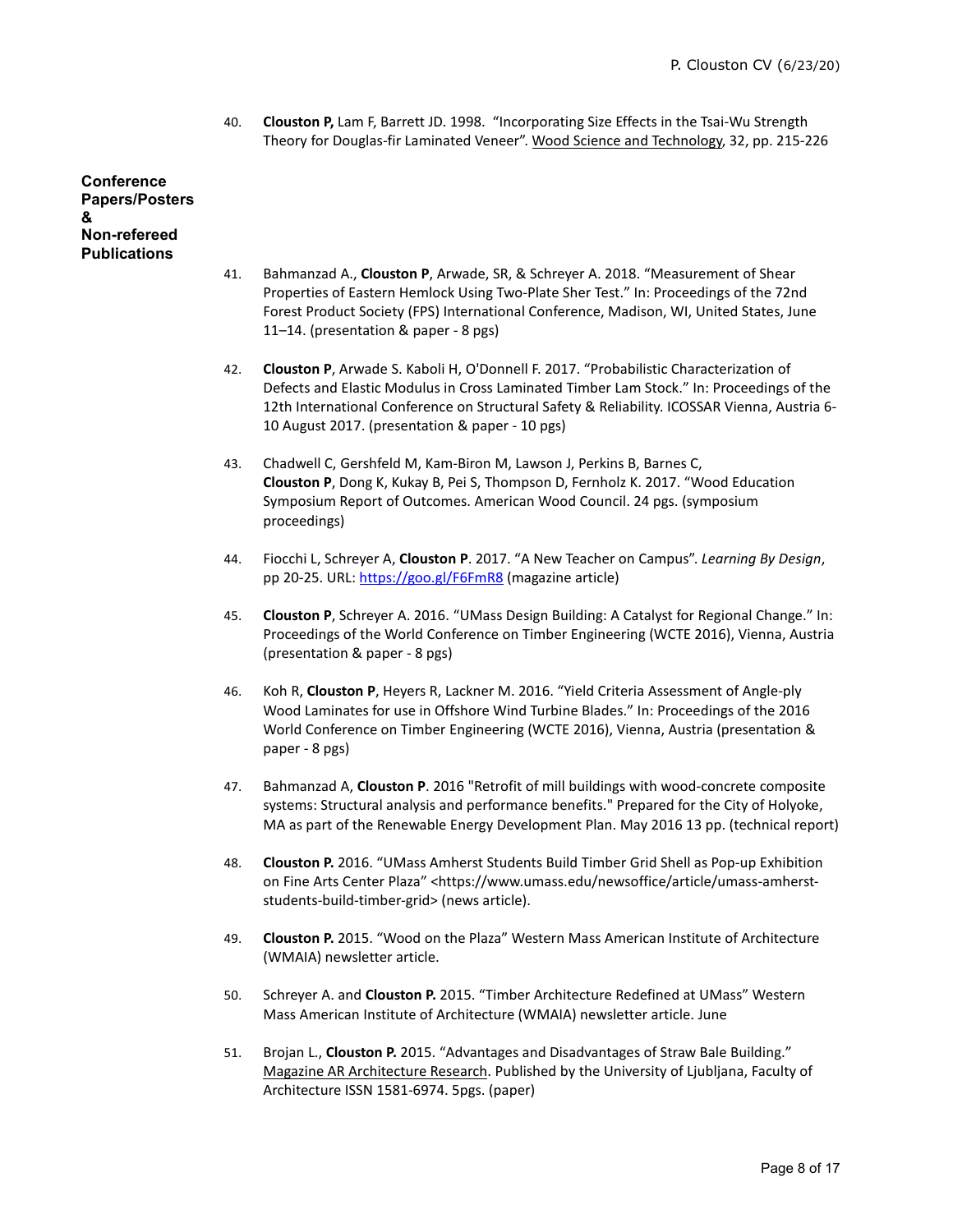40. **Clouston P,** Lam F, Barrett JD. 1998. "Incorporating Size Effects in the Tsai-Wu Strength Theory for Douglas-fir Laminated Veneer". Wood Science and Technology, 32, pp. 215-226

## Conference Papers/Posters & Non-refereed Publications

41. Bahmanzad A., **Clouston P**, Arwade, SR, & Schreyer A. 2018. "Measurement of Shear Properties of Eastern Hemlock Using Two-Plate Sher Test." In: Proceedings of the 72nd Forest Product Society (FPS) International Conference, Madison, WI, United States, June 11–14. (presentation & paper - 8 pgs)

42. **Clouston P**, Arwade S. Kaboli H, O'Donnell F. 2017. "Probabilistic Characterization of Defects and Elastic Modulus in Cross Laminated Timber Lam Stock." In: Proceedings of the 12th International Conference on Structural Safety & Reliability. ICOSSAR Vienna, Austria 6-10 August 2017. (presentation & paper - 10 pgs)

43. Chadwell C, Gershfeld M, Kam-Biron M, Lawson J, Perkins B, Barnes C, **Clouston P**, Dong K, Kukay B, Pei S, Thompson D, Fernholz K. 2017. "Wood Education Symposium Report of Outcomes. American Wood Council. 24 pgs. (symposium proceedings)

44. Fiocchi L, Schreyer A, **Clouston P**. 2017. "A New Teacher on Campus". *Learning By Design*, pp 20-25. URL: https://goo.gl/F6FmR8 (magazine article)

45. **Clouston P**, Schreyer A. 2016. "UMass Design Building: A Catalyst for Regional Change." In: Proceedings of the World Conference on Timber Engineering (WCTE 2016), Vienna, Austria (presentation & paper - 8 pgs)

46. Koh R, **Clouston P**, Heyers R, Lackner M. 2016. "Yield Criteria Assessment of Angle-ply Wood Laminates for use in Offshore Wind Turbine Blades." In: Proceedings of the 2016 World Conference on Timber Engineering (WCTE 2016), Vienna, Austria (presentation & paper - 8 pgs)

47. Bahmanzad A, **Clouston P**. 2016 "Retrofit of mill buildings with wood-concrete composite systems: Structural analysis and performance benefits." Prepared for the City of Holyoke, MA as part of the Renewable Energy Development Plan. May 2016 13 pp. (technical report)

48. **Clouston P.** 2016. "UMass Amherst Students Build Timber Grid Shell as Pop-up Exhibition on Fine Arts Center Plaza" <https://www.umass.edu/newsoffice/article/umass-amherst-students-build-timber-grid> (news article).

49. **Clouston P.** 2015. "Wood on the Plaza" Western Mass American Institute of Architecture (WMAIA) newsletter article.

50. Schreyer A. and **Clouston P.** 2015. "Timber Architecture Redefined at UMass" Western Mass American Institute of Architecture (WMAIA) newsletter article. June

51. Brojan L., **Clouston P.** 2015. "Advantages and Disadvantages of Straw Bale Building." Magazine AR Architecture Research. Published by the University of Ljubljana, Faculty of Architecture ISSN 1581-6974. 5pgs. (paper)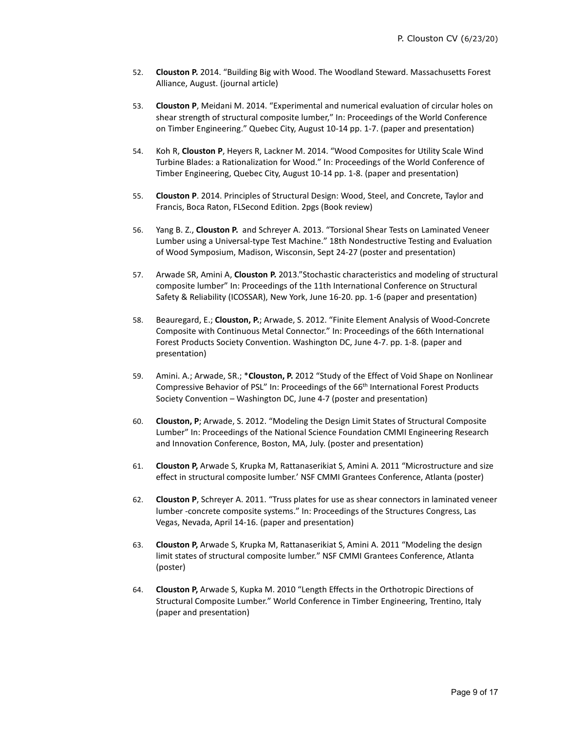52. **Clouston P.** 2014. “Building Big with Wood. The Woodland Steward. Massachusetts Forest Alliance, August. (journal article)

53. **Clouston P**, Meidani M. 2014. “Experimental and numerical evaluation of circular holes on shear strength of structural composite lumber,” In: Proceedings of the World Conference on Timber Engineering.” Quebec City, August 10-14 pp. 1-7. (paper and presentation)

54. Koh R, **Clouston P**, Heyers R, Lackner M. 2014. “Wood Composites for Utility Scale Wind Turbine Blades: a Rationalization for Wood.” In: Proceedings of the World Conference of Timber Engineering, Quebec City, August 10-14 pp. 1-8. (paper and presentation)

55. **Clouston P**. 2014. Principles of Structural Design: Wood, Steel, and Concrete, Taylor and Francis, Boca Raton, FLSecond Edition. 2pgs (Book review)

56. Yang B. Z., **Clouston P.** and Schreyer A. 2013. “Torsional Shear Tests on Laminated Veneer Lumber using a Universal-type Test Machine.” 18th Nondestructive Testing and Evaluation of Wood Symposium, Madison, Wisconsin, Sept 24-27 (poster and presentation)

57. Arwade SR, Amini A, **Clouston P.** 2013.”Stochastic characteristics and modeling of structural composite lumber” In: Proceedings of the 11th International Conference on Structural Safety & Reliability (ICOSSAR), New York, June 16-20. pp. 1-6 (paper and presentation)

58. Beauregard, E.; **Clouston, P.**; Arwade, S. 2012. “Finite Element Analysis of Wood-Concrete Composite with Continuous Metal Connector.” In: Proceedings of the 66th International Forest Products Society Convention. Washington DC, June 4-7. pp. 1-8. (paper and presentation)

59. Amini. A.; Arwade, SR.; ***Clouston, P.** 2012 “Study of the Effect of Void Shape on Nonlinear Compressive Behavior of PSL” In: Proceedings of the 66th International Forest Products Society Convention – Washington DC, June 4-7 (poster and presentation)

60. **Clouston, P**; Arwade, S. 2012. “Modeling the Design Limit States of Structural Composite Lumber” In: Proceedings of the National Science Foundation CMMI Engineering Research and Innovation Conference, Boston, MA, July. (poster and presentation)

61. **Clouston P,** Arwade S, Krupka M, Rattanaserikiat S, Amini A. 2011 “Microstructure and size effect in structural composite lumber.’ NSF CMMI Grantees Conference, Atlanta (poster)

62. **Clouston P**, Schreyer A. 2011. “Truss plates for use as shear connectors in laminated veneer lumber -concrete composite systems.” In: Proceedings of the Structures Congress, Las Vegas, Nevada, April 14-16. (paper and presentation)

63. **Clouston P,** Arwade S, Krupka M, Rattanaserikiat S, Amini A. 2011 “Modeling the design limit states of structural composite lumber.” NSF CMMI Grantees Conference, Atlanta (poster)

64. **Clouston P,** Arwade S, Kupka M. 2010 “Length Effects in the Orthotropic Directions of Structural Composite Lumber.” World Conference in Timber Engineering, Trentino, Italy (paper and presentation)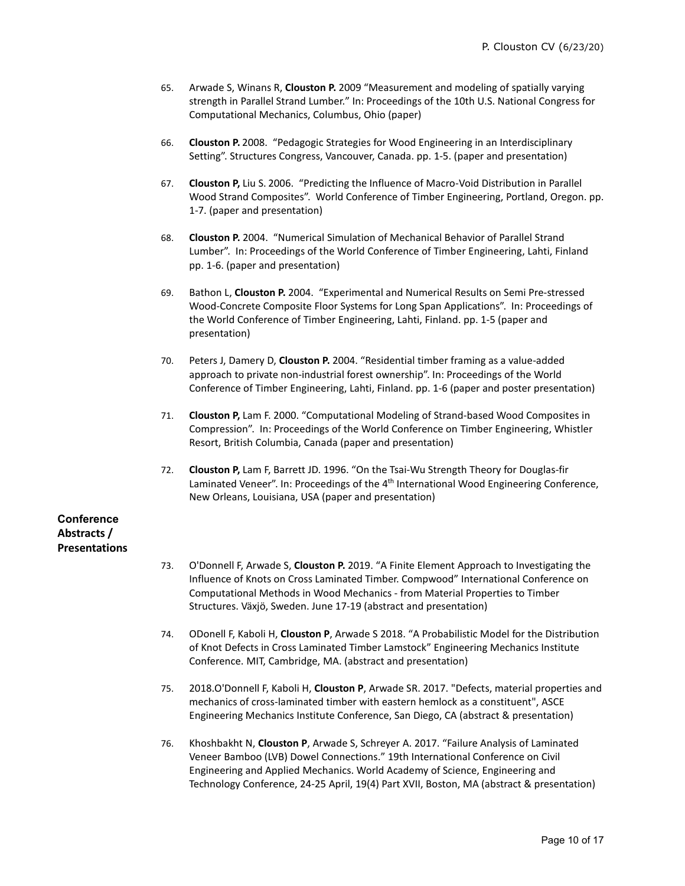65. Arwade S, Winans R, **Clouston P.** 2009 "Measurement and modeling of spatially varying strength in Parallel Strand Lumber." In: Proceedings of the 10th U.S. National Congress for Computational Mechanics, Columbus, Ohio (paper)

66. **Clouston P.** 2008. "Pedagogic Strategies for Wood Engineering in an Interdisciplinary Setting". Structures Congress, Vancouver, Canada. pp. 1-5. (paper and presentation)

67. **Clouston P,** Liu S. 2006. "Predicting the Influence of Macro-Void Distribution in Parallel Wood Strand Composites". World Conference of Timber Engineering, Portland, Oregon. pp. 1-7. (paper and presentation)

68. **Clouston P.** 2004. "Numerical Simulation of Mechanical Behavior of Parallel Strand Lumber". In: Proceedings of the World Conference of Timber Engineering, Lahti, Finland pp. 1-6. (paper and presentation)

69. Bathon L, **Clouston P.** 2004. "Experimental and Numerical Results on Semi Pre-stressed Wood-Concrete Composite Floor Systems for Long Span Applications". In: Proceedings of the World Conference of Timber Engineering, Lahti, Finland. pp. 1-5 (paper and presentation)

70. Peters J, Damery D, **Clouston P.** 2004. "Residential timber framing as a value-added approach to private non-industrial forest ownership". In: Proceedings of the World Conference of Timber Engineering, Lahti, Finland. pp. 1-6 (paper and poster presentation)

71. **Clouston P,** Lam F. 2000. "Computational Modeling of Strand-based Wood Composites in Compression". In: Proceedings of the World Conference on Timber Engineering, Whistler Resort, British Columbia, Canada (paper and presentation)

72. **Clouston P,** Lam F, Barrett JD. 1996. "On the Tsai-Wu Strength Theory for Douglas-fir Laminated Veneer". In: Proceedings of the 4th International Wood Engineering Conference, New Orleans, Louisiana, USA (paper and presentation)

## Conference Abstracts / Presentations

73. O'Donnell F, Arwade S, **Clouston P.** 2019. "A Finite Element Approach to Investigating the Influence of Knots on Cross Laminated Timber. Compwood" International Conference on Computational Methods in Wood Mechanics - from Material Properties to Timber Structures. Växjö, Sweden. June 17-19 (abstract and presentation)

74. ODonell F, Kaboli H, **Clouston P**, Arwade S 2018. "A Probabilistic Model for the Distribution of Knot Defects in Cross Laminated Timber Lamstock" Engineering Mechanics Institute Conference. MIT, Cambridge, MA. (abstract and presentation)

75. 2018.O'Donnell F, Kaboli H, **Clouston P**, Arwade SR. 2017. "Defects, material properties and mechanics of cross-laminated timber with eastern hemlock as a constituent", ASCE Engineering Mechanics Institute Conference, San Diego, CA (abstract & presentation)

76. Khoshbakht N, **Clouston P**, Arwade S, Schreyer A. 2017. "Failure Analysis of Laminated Veneer Bamboo (LVB) Dowel Connections." 19th International Conference on Civil Engineering and Applied Mechanics. World Academy of Science, Engineering and Technology Conference, 24-25 April, 19(4) Part XVII, Boston, MA (abstract & presentation)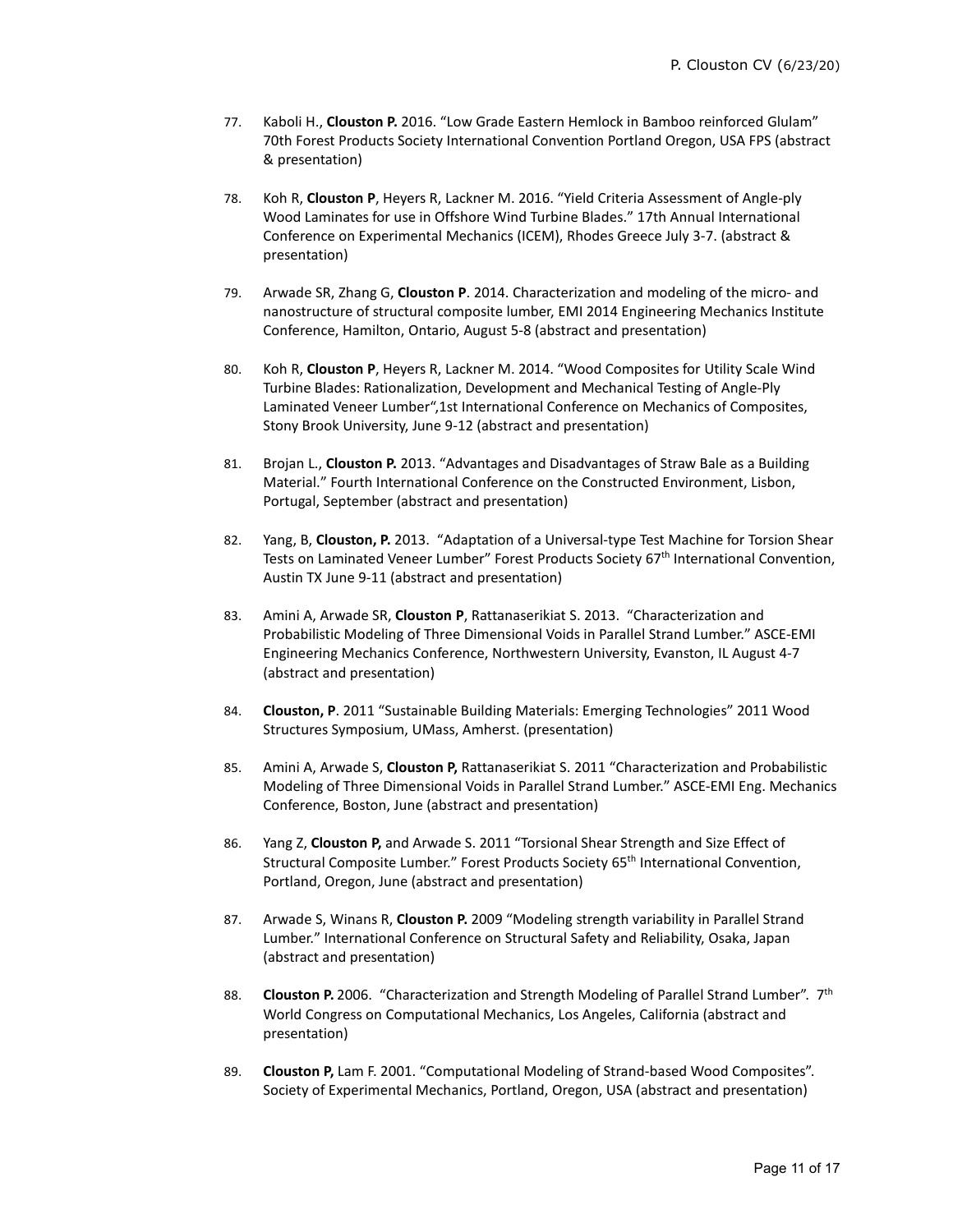77. Kaboli H., **Clouston P.** 2016. “Low Grade Eastern Hemlock in Bamboo reinforced Glulam” 70th Forest Products Society International Convention Portland Oregon, USA FPS (abstract & presentation)

78. Koh R, **Clouston P**, Heyers R, Lackner M. 2016. “Yield Criteria Assessment of Angle-ply Wood Laminates for use in Offshore Wind Turbine Blades.” 17th Annual International Conference on Experimental Mechanics (ICEM), Rhodes Greece July 3-7. (abstract & presentation)

79. Arwade SR, Zhang G, **Clouston P**. 2014. Characterization and modeling of the micro- and nanostructure of structural composite lumber, EMI 2014 Engineering Mechanics Institute Conference, Hamilton, Ontario, August 5-8 (abstract and presentation)

80. Koh R, **Clouston P**, Heyers R, Lackner M. 2014. “Wood Composites for Utility Scale Wind Turbine Blades: Rationalization, Development and Mechanical Testing of Angle-Ply Laminated Veneer Lumber“,1st International Conference on Mechanics of Composites, Stony Brook University, June 9-12 (abstract and presentation)

81. Brojan L., **Clouston P.** 2013. “Advantages and Disadvantages of Straw Bale as a Building Material.” Fourth International Conference on the Constructed Environment, Lisbon, Portugal, September (abstract and presentation)

82. Yang, B, **Clouston, P.** 2013. “Adaptation of a Universal-type Test Machine for Torsion Shear Tests on Laminated Veneer Lumber” Forest Products Society 67th International Convention, Austin TX June 9-11 (abstract and presentation)

83. Amini A, Arwade SR, **Clouston P**, Rattanaserikiat S. 2013. “Characterization and Probabilistic Modeling of Three Dimensional Voids in Parallel Strand Lumber.” ASCE-EMI Engineering Mechanics Conference, Northwestern University, Evanston, IL August 4-7 (abstract and presentation)

84. **Clouston, P**. 2011 “Sustainable Building Materials: Emerging Technologies” 2011 Wood Structures Symposium, UMass, Amherst. (presentation)

85. Amini A, Arwade S, **Clouston P,** Rattanaserikiat S. 2011 “Characterization and Probabilistic Modeling of Three Dimensional Voids in Parallel Strand Lumber.” ASCE-EMI Eng. Mechanics Conference, Boston, June (abstract and presentation)

86. Yang Z, **Clouston P,** and Arwade S. 2011 “Torsional Shear Strength and Size Effect of Structural Composite Lumber.” Forest Products Society 65th International Convention, Portland, Oregon, June (abstract and presentation)

87. Arwade S, Winans R, **Clouston P.** 2009 “Modeling strength variability in Parallel Strand Lumber.” International Conference on Structural Safety and Reliability, Osaka, Japan (abstract and presentation)

88. **Clouston P.** 2006. “Characterization and Strength Modeling of Parallel Strand Lumber”. 7th World Congress on Computational Mechanics, Los Angeles, California (abstract and presentation)

89. **Clouston P,** Lam F. 2001. “Computational Modeling of Strand-based Wood Composites”. Society of Experimental Mechanics, Portland, Oregon, USA (abstract and presentation)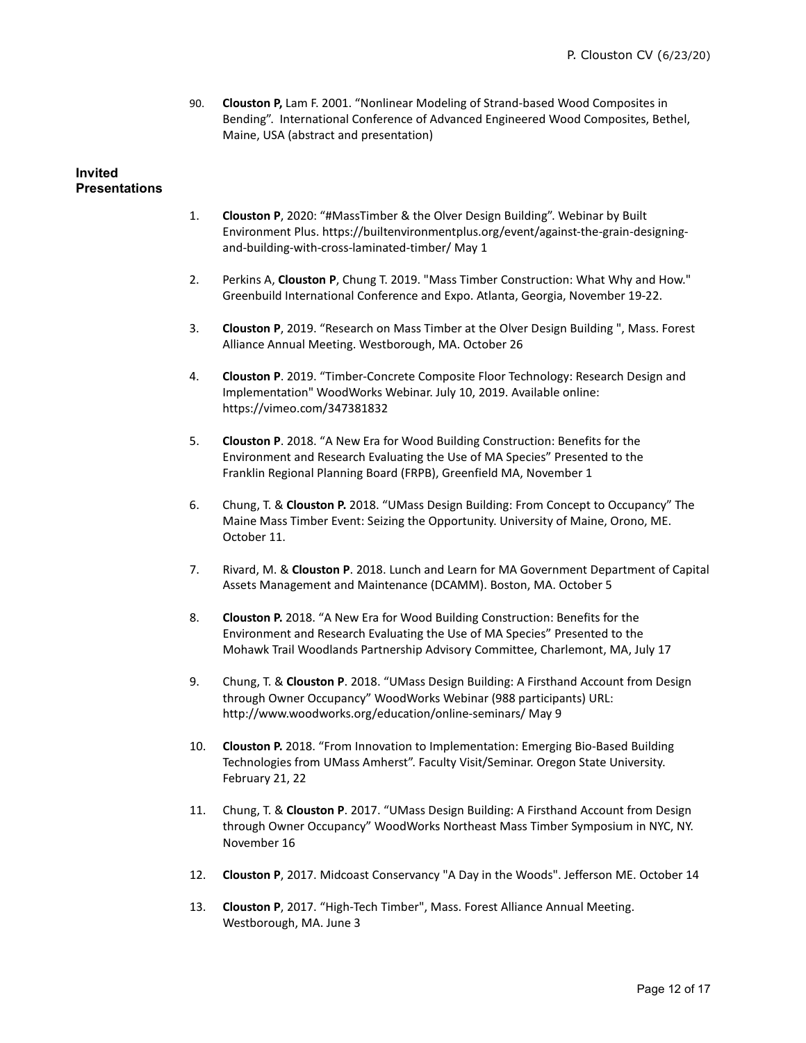90. **Clouston P,** Lam F. 2001. "Nonlinear Modeling of Strand-based Wood Composites in Bending". International Conference of Advanced Engineered Wood Composites, Bethel, Maine, USA (abstract and presentation)

## Invited Presentations

1. **Clouston P**, 2020: "#MassTimber & the Olver Design Building". Webinar by Built Environment Plus. https://builtenvironmentplus.org/event/against-the-grain-designing-and-building-with-cross-laminated-timber/ May 1

2. Perkins A, **Clouston P**, Chung T. 2019. "Mass Timber Construction: What Why and How." Greenbuild International Conference and Expo. Atlanta, Georgia, November 19-22.

3. **Clouston P**, 2019. "Research on Mass Timber at the Olver Design Building ", Mass. Forest Alliance Annual Meeting. Westborough, MA. October 26

4. **Clouston P**. 2019. "Timber-Concrete Composite Floor Technology: Research Design and Implementation" WoodWorks Webinar. July 10, 2019. Available online: https://vimeo.com/347381832

5. **Clouston P**. 2018. "A New Era for Wood Building Construction: Benefits for the Environment and Research Evaluating the Use of MA Species" Presented to the Franklin Regional Planning Board (FRPB), Greenfield MA, November 1

6. Chung, T. & **Clouston P.** 2018. "UMass Design Building: From Concept to Occupancy" The Maine Mass Timber Event: Seizing the Opportunity. University of Maine, Orono, ME. October 11.

7. Rivard, M. & **Clouston P**. 2018. Lunch and Learn for MA Government Department of Capital Assets Management and Maintenance (DCAMM). Boston, MA. October 5

8. **Clouston P.** 2018. "A New Era for Wood Building Construction: Benefits for the Environment and Research Evaluating the Use of MA Species" Presented to the Mohawk Trail Woodlands Partnership Advisory Committee, Charlemont, MA, July 17

9. Chung, T. & **Clouston P**. 2018. "UMass Design Building: A Firsthand Account from Design through Owner Occupancy" WoodWorks Webinar (988 participants) URL: http://www.woodworks.org/education/online-seminars/ May 9

10. **Clouston P.** 2018. "From Innovation to Implementation: Emerging Bio-Based Building Technologies from UMass Amherst". Faculty Visit/Seminar. Oregon State University. February 21, 22

11. Chung, T. & **Clouston P**. 2017. "UMass Design Building: A Firsthand Account from Design through Owner Occupancy" WoodWorks Northeast Mass Timber Symposium in NYC, NY. November 16

12. **Clouston P**, 2017. Midcoast Conservancy "A Day in the Woods". Jefferson ME. October 14

13. **Clouston P**, 2017. "High-Tech Timber", Mass. Forest Alliance Annual Meeting. Westborough, MA. June 3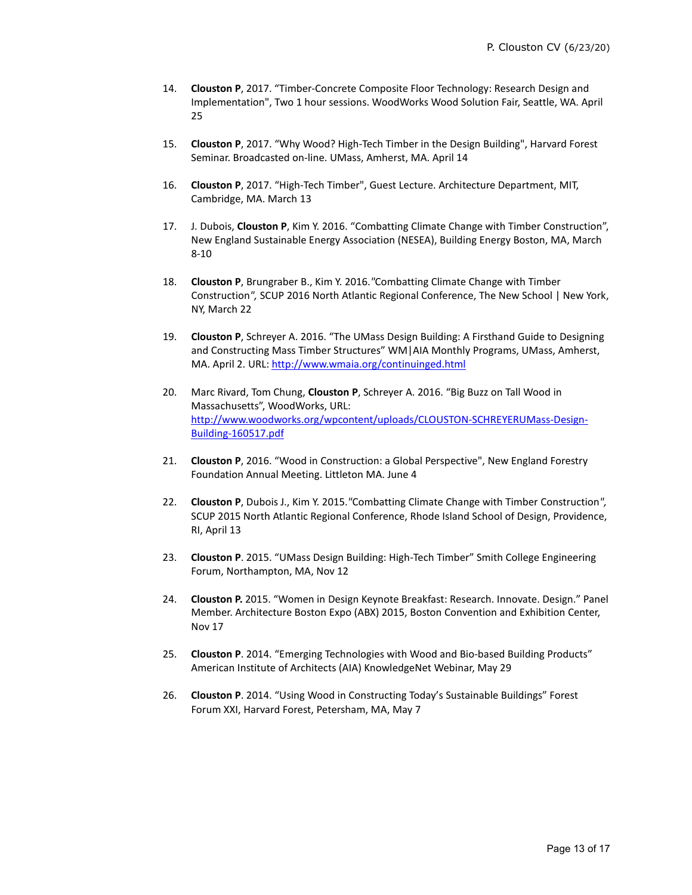14. **Clouston P**, 2017. “Timber-Concrete Composite Floor Technology: Research Design and Implementation", Two 1 hour sessions. WoodWorks Wood Solution Fair, Seattle, WA. April 25

15. **Clouston P**, 2017. “Why Wood? High-Tech Timber in the Design Building", Harvard Forest Seminar. Broadcasted on-line. UMass, Amherst, MA. April 14

16. **Clouston P**, 2017. “High-Tech Timber", Guest Lecture. Architecture Department, MIT, Cambridge, MA. March 13

17. J. Dubois, **Clouston P**, Kim Y. 2016. “Combatting Climate Change with Timber Construction”, New England Sustainable Energy Association (NESEA), Building Energy Boston, MA, March 8-10

18. **Clouston P**, Brungraber B., Kim Y. 2016.”Combatting Climate Change with Timber Construction”, SCUP 2016 North Atlantic Regional Conference, The New School | New York, NY, March 22

19. **Clouston P**, Schreyer A. 2016. “The UMass Design Building: A Firsthand Guide to Designing and Constructing Mass Timber Structures” WM|AIA Monthly Programs, UMass, Amherst, MA. April 2. URL: [http://www.wmaia.org/continuinged.html](http://www.wmaia.org/continuinged.html)

20. Marc Rivard, Tom Chung, **Clouston P**, Schreyer A. 2016. “Big Buzz on Tall Wood in Massachusetts”, WoodWorks, URL: [http://www.woodworks.org/wpcontent/uploads/CLOUSTON-SCHREYERUMass-Design-Building-160517.pdf](http://www.woodworks.org/wpcontent/uploads/CLOUSTON-SCHREYERUMass-Design-Building-160517.pdf)

21. **Clouston P**, 2016. “Wood in Construction: a Global Perspective", New England Forestry Foundation Annual Meeting. Littleton MA. June 4

22. **Clouston P**, Dubois J., Kim Y. 2015.”Combatting Climate Change with Timber Construction”, SCUP 2015 North Atlantic Regional Conference, Rhode Island School of Design, Providence, RI, April 13

23. **Clouston P**. 2015. “UMass Design Building: High-Tech Timber” Smith College Engineering Forum, Northampton, MA, Nov 12

24. **Clouston P.** 2015. “Women in Design Keynote Breakfast: Research. Innovate. Design.” Panel Member. Architecture Boston Expo (ABX) 2015, Boston Convention and Exhibition Center, Nov 17

25. **Clouston P**. 2014. “Emerging Technologies with Wood and Bio-based Building Products” American Institute of Architects (AIA) KnowledgeNet Webinar, May 29

26. **Clouston P**. 2014. “Using Wood in Constructing Today’s Sustainable Buildings” Forest Forum XXI, Harvard Forest, Petersham, MA, May 7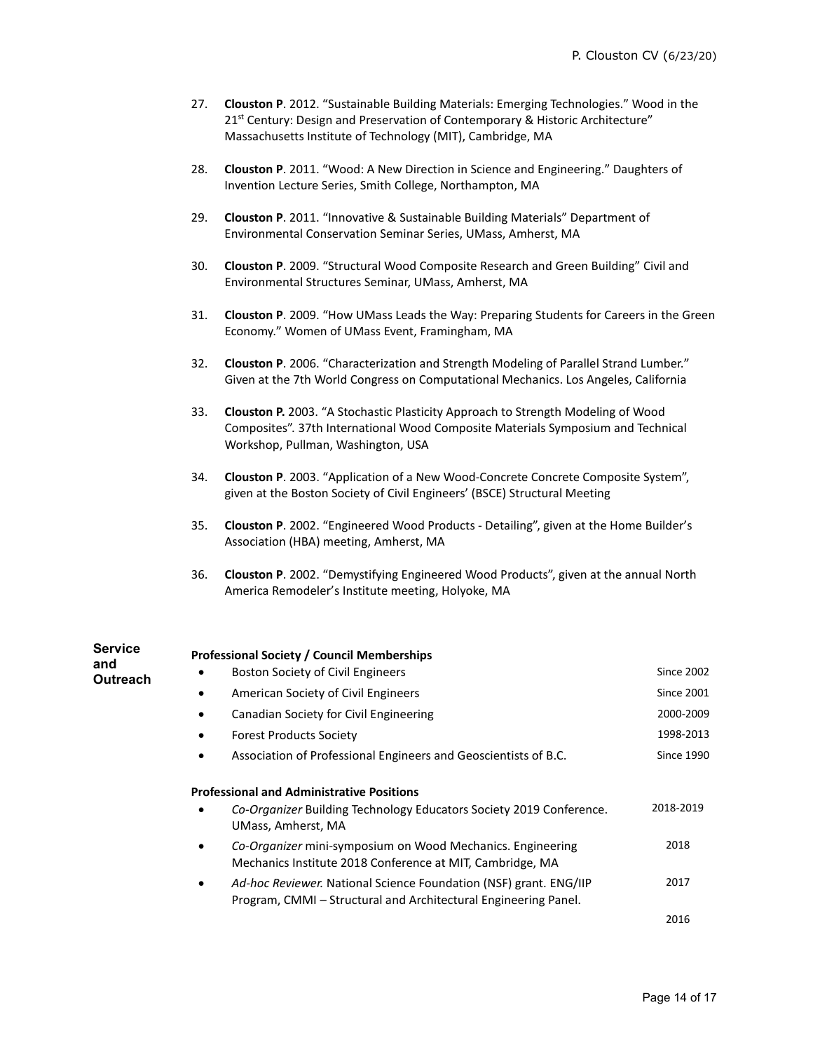27. **Clouston P**. 2012. "Sustainable Building Materials: Emerging Technologies." Wood in the 21st Century: Design and Preservation of Contemporary & Historic Architecture" Massachusetts Institute of Technology (MIT), Cambridge, MA

28. **Clouston P**. 2011. "Wood: A New Direction in Science and Engineering." Daughters of Invention Lecture Series, Smith College, Northampton, MA

29. **Clouston P**. 2011. "Innovative & Sustainable Building Materials" Department of Environmental Conservation Seminar Series, UMass, Amherst, MA

30. **Clouston P**. 2009. "Structural Wood Composite Research and Green Building" Civil and Environmental Structures Seminar, UMass, Amherst, MA

31. **Clouston P**. 2009. "How UMass Leads the Way: Preparing Students for Careers in the Green Economy." Women of UMass Event, Framingham, MA

32. **Clouston P**. 2006. "Characterization and Strength Modeling of Parallel Strand Lumber." Given at the 7th World Congress on Computational Mechanics. Los Angeles, California

33. **Clouston P.** 2003. "A Stochastic Plasticity Approach to Strength Modeling of Wood Composites". 37th International Wood Composite Materials Symposium and Technical Workshop, Pullman, Washington, USA

34. **Clouston P**. 2003. "Application of a New Wood-Concrete Concrete Composite System", given at the Boston Society of Civil Engineers' (BSCE) Structural Meeting

35. **Clouston P**. 2002. "Engineered Wood Products - Detailing", given at the Home Builder's Association (HBA) meeting, Amherst, MA

36. **Clouston P**. 2002. "Demystifying Engineered Wood Products", given at the annual North America Remodeler's Institute meeting, Holyoke, MA

## Service and Outreach

**Professional Society / Council Memberships**

- Boston Society of Civil Engineers — Since 2002
- American Society of Civil Engineers — Since 2001
- Canadian Society for Civil Engineering — 2000-2009
- Forest Products Society — 1998-2013
- Association of Professional Engineers and Geoscientists of B.C. — Since 1990

**Professional and Administrative Positions**

- *Co-Organizer* Building Technology Educators Society 2019 Conference. UMass, Amherst, MA — 2018-2019
- *Co-Organizer* mini-symposium on Wood Mechanics. Engineering Mechanics Institute 2018 Conference at MIT, Cambridge, MA — 2018
- *Ad-hoc Reviewer.* National Science Foundation (NSF) grant. ENG/IIP Program, CMMI – Structural and Architectural Engineering Panel. — 2017

2016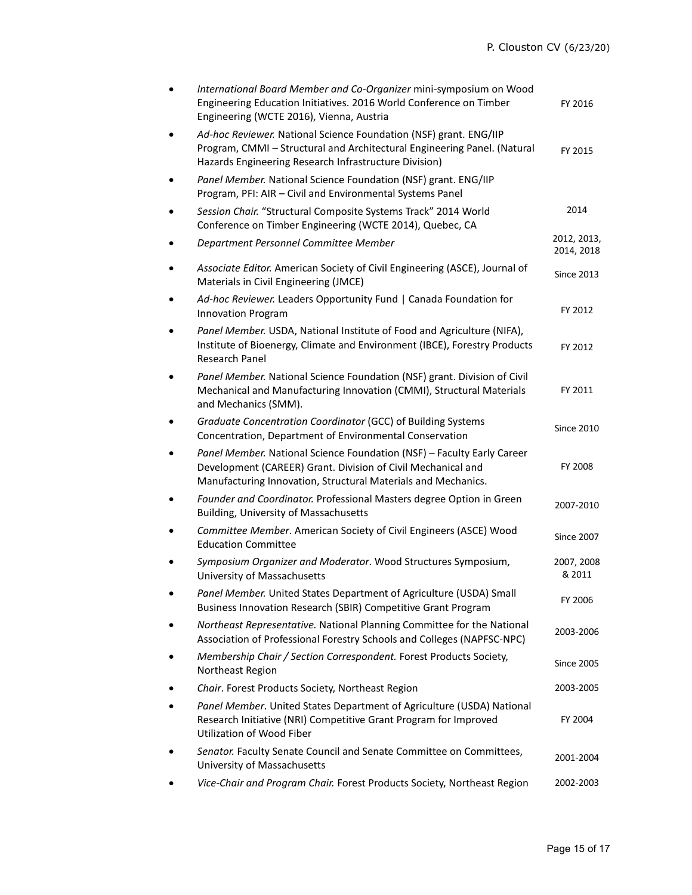- *International Board Member and Co-Organizer* mini-symposium on Wood Engineering Education Initiatives. 2016 World Conference on Timber Engineering (WCTE 2016), Vienna, Austria — FY 2016
- *Ad-hoc Reviewer.* National Science Foundation (NSF) grant. ENG/IIP Program, CMMI – Structural and Architectural Engineering Panel. (Natural Hazards Engineering Research Infrastructure Division) — FY 2015
- *Panel Member.* National Science Foundation (NSF) grant. ENG/IIP Program, PFI: AIR – Civil and Environmental Systems Panel
- *Session Chair.* "Structural Composite Systems Track" 2014 World Conference on Timber Engineering (WCTE 2014), Quebec, CA — 2014
- *Department Personnel Committee Member* — 2012, 2013, 2014, 2018
- *Associate Editor.* American Society of Civil Engineering (ASCE), Journal of Materials in Civil Engineering (JMCE) — Since 2013
- *Ad-hoc Reviewer.* Leaders Opportunity Fund | Canada Foundation for Innovation Program — FY 2012
- *Panel Member.* USDA, National Institute of Food and Agriculture (NIFA), Institute of Bioenergy, Climate and Environment (IBCE), Forestry Products Research Panel — FY 2012
- *Panel Member.* National Science Foundation (NSF) grant. Division of Civil Mechanical and Manufacturing Innovation (CMMI), Structural Materials and Mechanics (SMM). — FY 2011
- *Graduate Concentration Coordinator* (GCC) of Building Systems Concentration, Department of Environmental Conservation — Since 2010
- *Panel Member.* National Science Foundation (NSF) – Faculty Early Career Development (CAREER) Grant. Division of Civil Mechanical and Manufacturing Innovation, Structural Materials and Mechanics. — FY 2008
- *Founder and Coordinator.* Professional Masters degree Option in Green Building, University of Massachusetts — 2007-2010
- *Committee Member*. American Society of Civil Engineers (ASCE) Wood Education Committee — Since 2007
- *Symposium Organizer and Moderator*. Wood Structures Symposium, University of Massachusetts — 2007, 2008 & 2011
- *Panel Member.* United States Department of Agriculture (USDA) Small Business Innovation Research (SBIR) Competitive Grant Program — FY 2006
- *Northeast Representative.* National Planning Committee for the National Association of Professional Forestry Schools and Colleges (NAPFSC-NPC) — 2003-2006
- *Membership Chair / Section Correspondent.* Forest Products Society, Northeast Region — Since 2005
- *Chair*. Forest Products Society, Northeast Region — 2003-2005
- *Panel Member*. United States Department of Agriculture (USDA) National Research Initiative (NRI) Competitive Grant Program for Improved Utilization of Wood Fiber — FY 2004
- *Senator.* Faculty Senate Council and Senate Committee on Committees, University of Massachusetts — 2001-2004
- *Vice-Chair and Program Chair.* Forest Products Society, Northeast Region — 2002-2003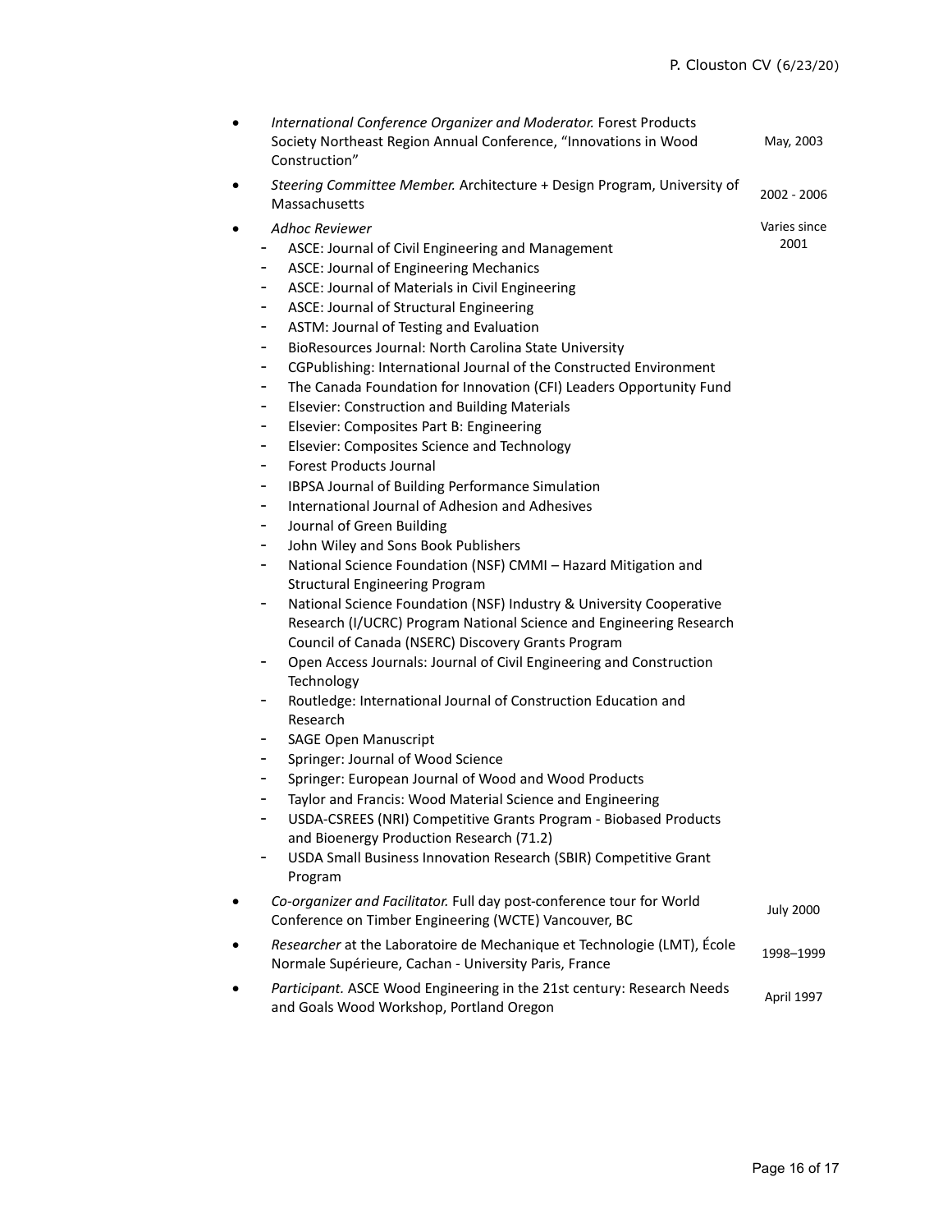- *International Conference Organizer and Moderator.* Forest Products Society Northeast Region Annual Conference, "Innovations in Wood Construction" — May, 2003
- *Steering Committee Member.* Architecture + Design Program, University of Massachusetts — 2002 - 2006
- *Adhoc Reviewer* — Varies since 2001
  - ASCE: Journal of Civil Engineering and Management
  - ASCE: Journal of Engineering Mechanics
  - ASCE: Journal of Materials in Civil Engineering
  - ASCE: Journal of Structural Engineering
  - ASTM: Journal of Testing and Evaluation
  - BioResources Journal: North Carolina State University
  - CGPublishing: International Journal of the Constructed Environment
  - The Canada Foundation for Innovation (CFI) Leaders Opportunity Fund
  - Elsevier: Construction and Building Materials
  - Elsevier: Composites Part B: Engineering
  - Elsevier: Composites Science and Technology
  - Forest Products Journal
  - IBPSA Journal of Building Performance Simulation
  - International Journal of Adhesion and Adhesives
  - Journal of Green Building
  - John Wiley and Sons Book Publishers
  - National Science Foundation (NSF) CMMI – Hazard Mitigation and Structural Engineering Program
  - National Science Foundation (NSF) Industry & University Cooperative Research (I/UCRC) Program National Science and Engineering Research Council of Canada (NSERC) Discovery Grants Program
  - Open Access Journals: Journal of Civil Engineering and Construction Technology
  - Routledge: International Journal of Construction Education and Research
  - SAGE Open Manuscript
  - Springer: Journal of Wood Science
  - Springer: European Journal of Wood and Wood Products
  - Taylor and Francis: Wood Material Science and Engineering
  - USDA-CSREES (NRI) Competitive Grants Program - Biobased Products and Bioenergy Production Research (71.2)
  - USDA Small Business Innovation Research (SBIR) Competitive Grant Program
- *Co-organizer and Facilitator.* Full day post-conference tour for World Conference on Timber Engineering (WCTE) Vancouver, BC — July 2000
- *Researcher* at the Laboratoire de Mechanique et Technologie (LMT), École Normale Supérieure, Cachan - University Paris, France — 1998–1999
- *Participant.* ASCE Wood Engineering in the 21st century: Research Needs and Goals Wood Workshop, Portland Oregon — April 1997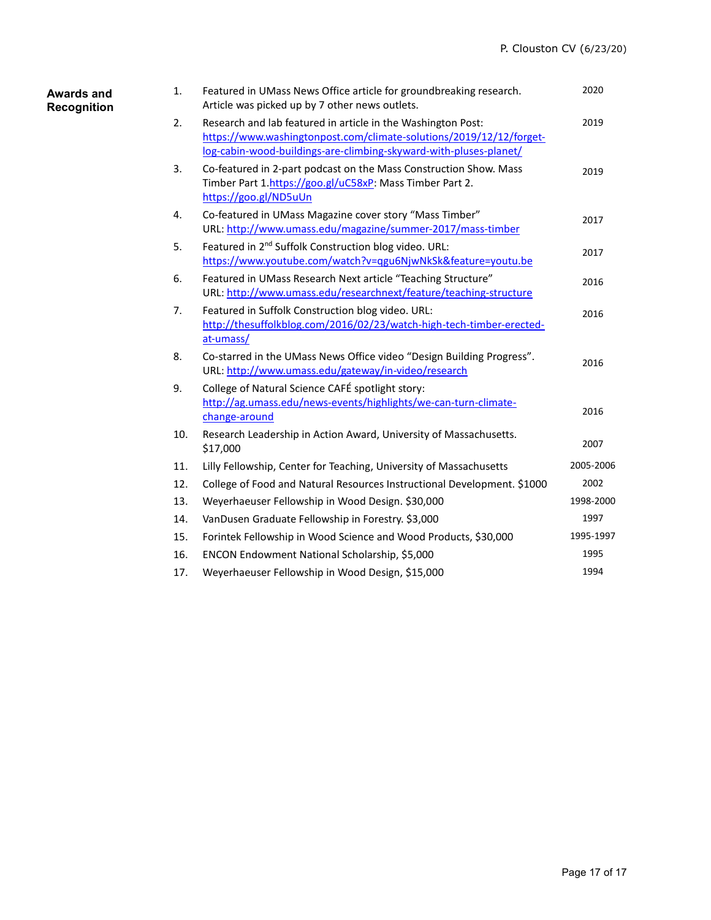## Awards and Recognition

| | | |
|---|---|---|
| 1. | Featured in UMass News Office article for groundbreaking research. Article was picked up by 7 other news outlets. | 2020 |
| 2. | Research and lab featured in article in the Washington Post: https://www.washingtonpost.com/climate-solutions/2019/12/12/forget-log-cabin-wood-buildings-are-climbing-skyward-with-pluses-planet/ | 2019 |
| 3. | Co-featured in 2-part podcast on the Mass Construction Show. Mass Timber Part 1.https://goo.gl/uC58xP: Mass Timber Part 2. https://goo.gl/ND5uUn | 2019 |
| 4. | Co-featured in UMass Magazine cover story "Mass Timber" URL: http://www.umass.edu/magazine/summer-2017/mass-timber | 2017 |
| 5. | Featured in 2nd Suffolk Construction blog video. URL: https://www.youtube.com/watch?v=qgu6NjwNkSk&feature=youtu.be | 2017 |
| 6. | Featured in UMass Research Next article "Teaching Structure" URL: http://www.umass.edu/researchnext/feature/teaching-structure | 2016 |
| 7. | Featured in Suffolk Construction blog video. URL: http://thesuffolkblog.com/2016/02/23/watch-high-tech-timber-erected-at-umass/ | 2016 |
| 8. | Co-starred in the UMass News Office video "Design Building Progress". URL: http://www.umass.edu/gateway/in-video/research | 2016 |
| 9. | College of Natural Science CAFÉ spotlight story: http://ag.umass.edu/news-events/highlights/we-can-turn-climate-change-around | 2016 |
| 10. | Research Leadership in Action Award, University of Massachusetts. $17,000 | 2007 |
| 11. | Lilly Fellowship, Center for Teaching, University of Massachusetts | 2005-2006 |
| 12. | College of Food and Natural Resources Instructional Development. $1000 | 2002 |
| 13. | Weyerhaeuser Fellowship in Wood Design. $30,000 | 1998-2000 |
| 14. | VanDusen Graduate Fellowship in Forestry. $3,000 | 1997 |
| 15. | Forintek Fellowship in Wood Science and Wood Products, $30,000 | 1995-1997 |
| 16. | ENCON Endowment National Scholarship, $5,000 | 1995 |
| 17. | Weyerhaeuser Fellowship in Wood Design, $15,000 | 1994 |